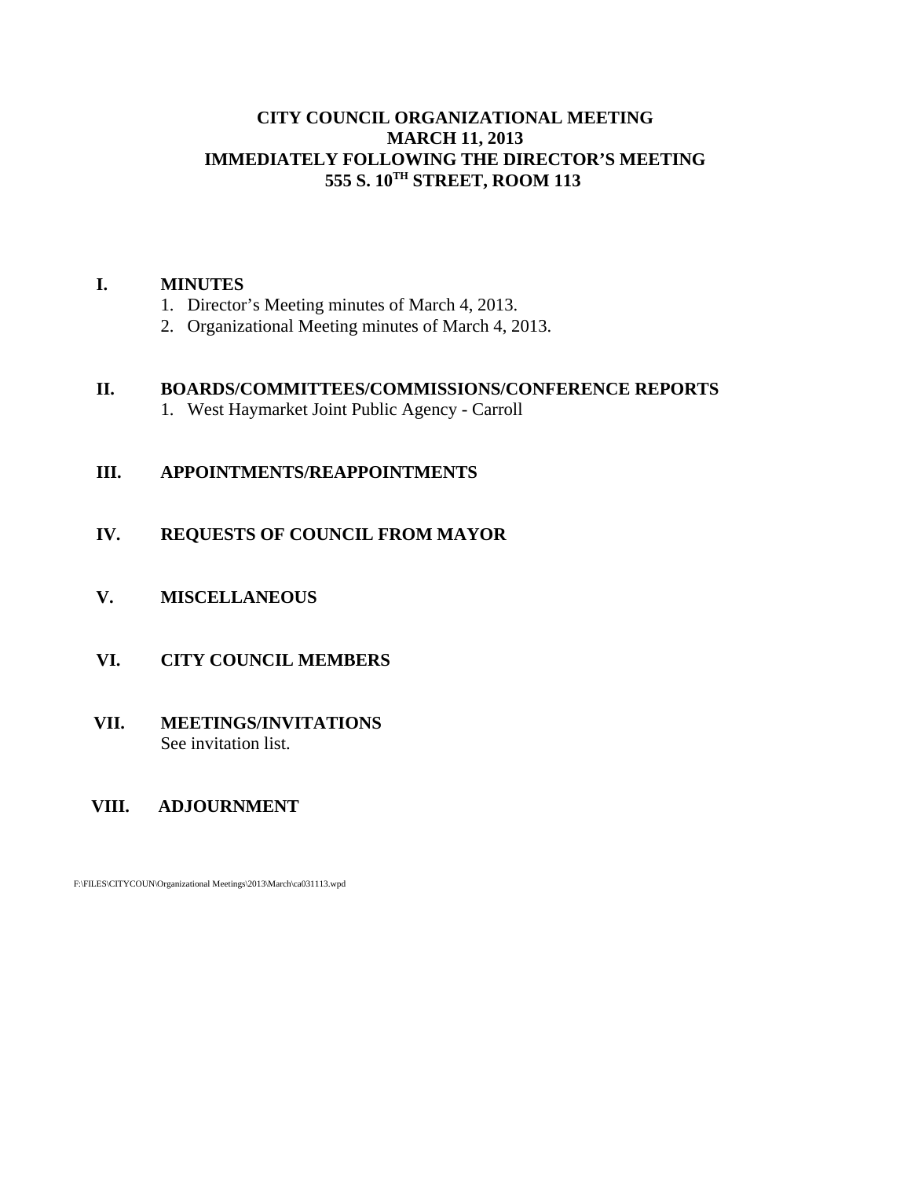# CITY COUNCIL ORGANIZATIONAL MEETING
# MARCH 11, 2013
# IMMEDIATELY FOLLOWING THE DIRECTOR'S MEETING
# 555 S. 10TH STREET, ROOM 113

## I. MINUTES

1. Director's Meeting minutes of March 4, 2013.
2. Organizational Meeting minutes of March 4, 2013.

## II. BOARDS/COMMITTEES/COMMISSIONS/CONFERENCE REPORTS

1. West Haymarket Joint Public Agency - Carroll

## III. APPOINTMENTS/REAPPOINTMENTS

## IV. REQUESTS OF COUNCIL FROM MAYOR

## V. MISCELLANEOUS

## VI. CITY COUNCIL MEMBERS

## VII. MEETINGS/INVITATIONS

See invitation list.

## VIII. ADJOURNMENT

F:\FILES\CITYCOUN\Organizational Meetings\2013\March\ca031113.wpd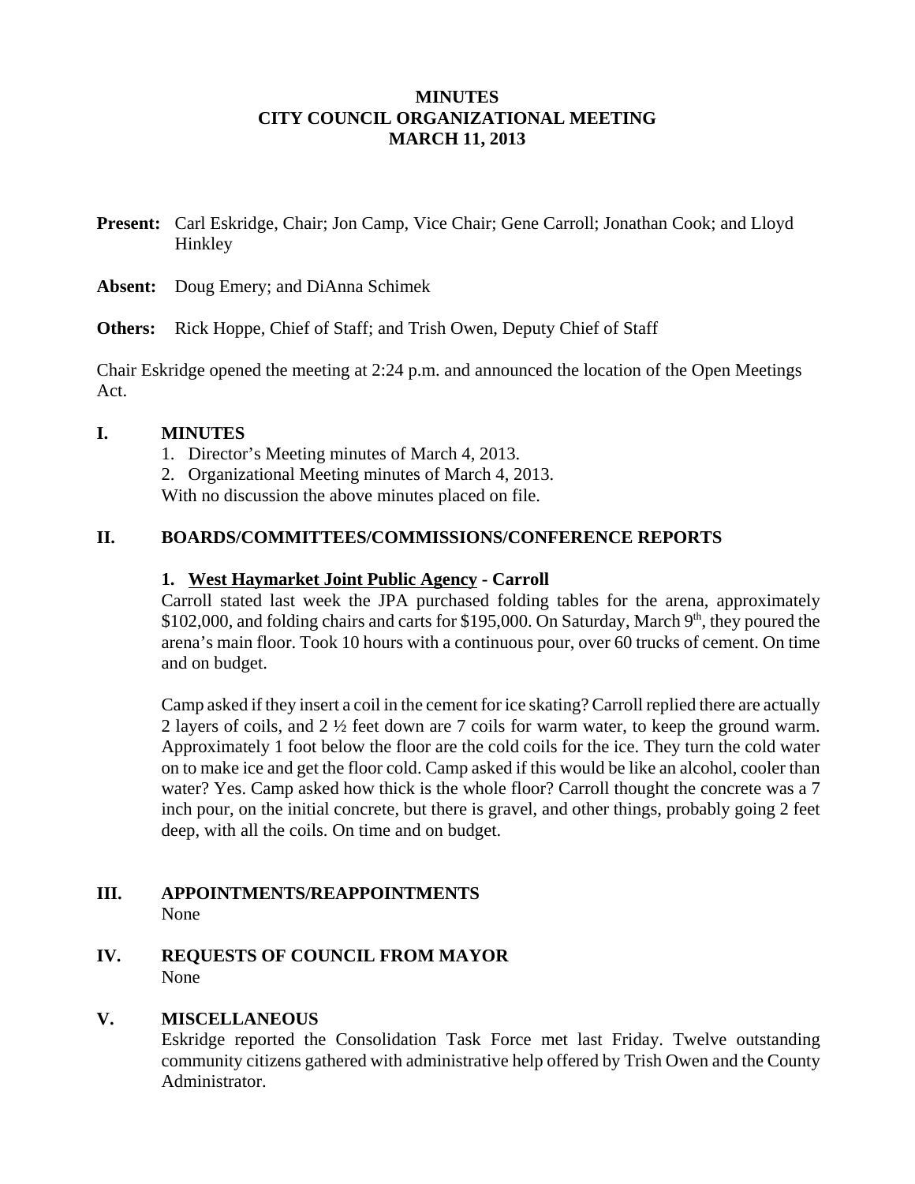**MINUTES**
**CITY COUNCIL ORGANIZATIONAL MEETING**
**MARCH 11, 2013**

**Present:** Carl Eskridge, Chair; Jon Camp, Vice Chair; Gene Carroll; Jonathan Cook; and Lloyd Hinkley

**Absent:** Doug Emery; and DiAnna Schimek

**Others:** Rick Hoppe, Chief of Staff; and Trish Owen, Deputy Chief of Staff

Chair Eskridge opened the meeting at 2:24 p.m. and announced the location of the Open Meetings Act.

## I. MINUTES

1. Director's Meeting minutes of March 4, 2013.
2. Organizational Meeting minutes of March 4, 2013.

With no discussion the above minutes placed on file.

## II. BOARDS/COMMITTEES/COMMISSIONS/CONFERENCE REPORTS

### 1. West Haymarket Joint Public Agency - Carroll

Carroll stated last week the JPA purchased folding tables for the arena, approximately \$102,000, and folding chairs and carts for \$195,000. On Saturday, March 9th, they poured the arena's main floor. Took 10 hours with a continuous pour, over 60 trucks of cement. On time and on budget.

Camp asked if they insert a coil in the cement for ice skating? Carroll replied there are actually 2 layers of coils, and 2 ½ feet down are 7 coils for warm water, to keep the ground warm. Approximately 1 foot below the floor are the cold coils for the ice. They turn the cold water on to make ice and get the floor cold. Camp asked if this would be like an alcohol, cooler than water? Yes. Camp asked how thick is the whole floor? Carroll thought the concrete was a 7 inch pour, on the initial concrete, but there is gravel, and other things, probably going 2 feet deep, with all the coils. On time and on budget.

## III. APPOINTMENTS/REAPPOINTMENTS

None

## IV. REQUESTS OF COUNCIL FROM MAYOR

None

## V. MISCELLANEOUS

Eskridge reported the Consolidation Task Force met last Friday. Twelve outstanding community citizens gathered with administrative help offered by Trish Owen and the County Administrator.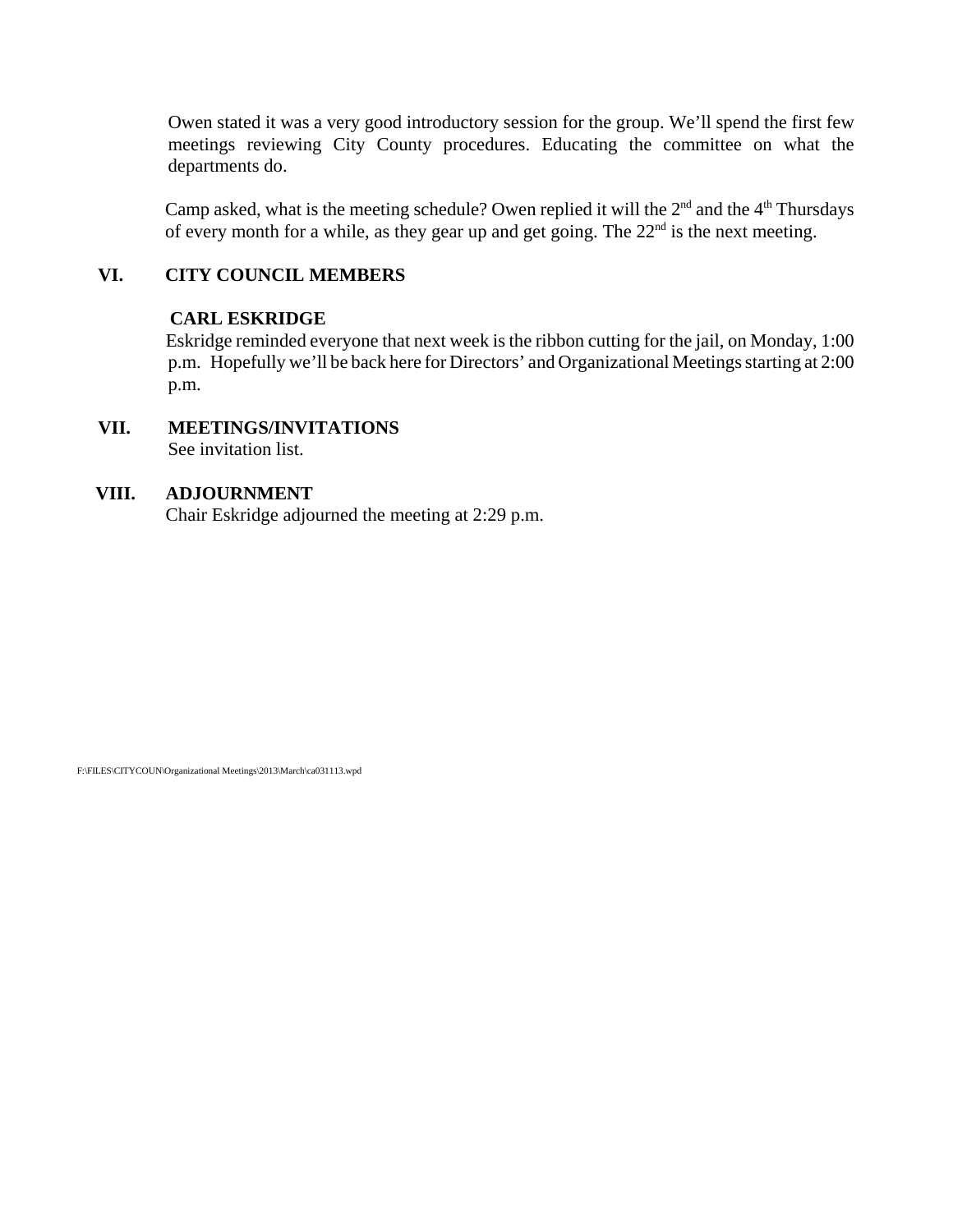Owen stated it was a very good introductory session for the group. We'll spend the first few meetings reviewing City County procedures. Educating the committee on what the departments do.

Camp asked, what is the meeting schedule? Owen replied it will the 2nd and the 4th Thursdays of every month for a while, as they gear up and get going. The 22nd is the next meeting.

## VI. CITY COUNCIL MEMBERS

**CARL ESKRIDGE**

Eskridge reminded everyone that next week is the ribbon cutting for the jail, on Monday, 1:00 p.m. Hopefully we'll be back here for Directors' and Organizational Meetings starting at 2:00 p.m.

## VII. MEETINGS/INVITATIONS

See invitation list.

## VIII. ADJOURNMENT

Chair Eskridge adjourned the meeting at 2:29 p.m.

F:\FILES\CITYCOUN\Organizational Meetings\2013\March\ca031113.wpd